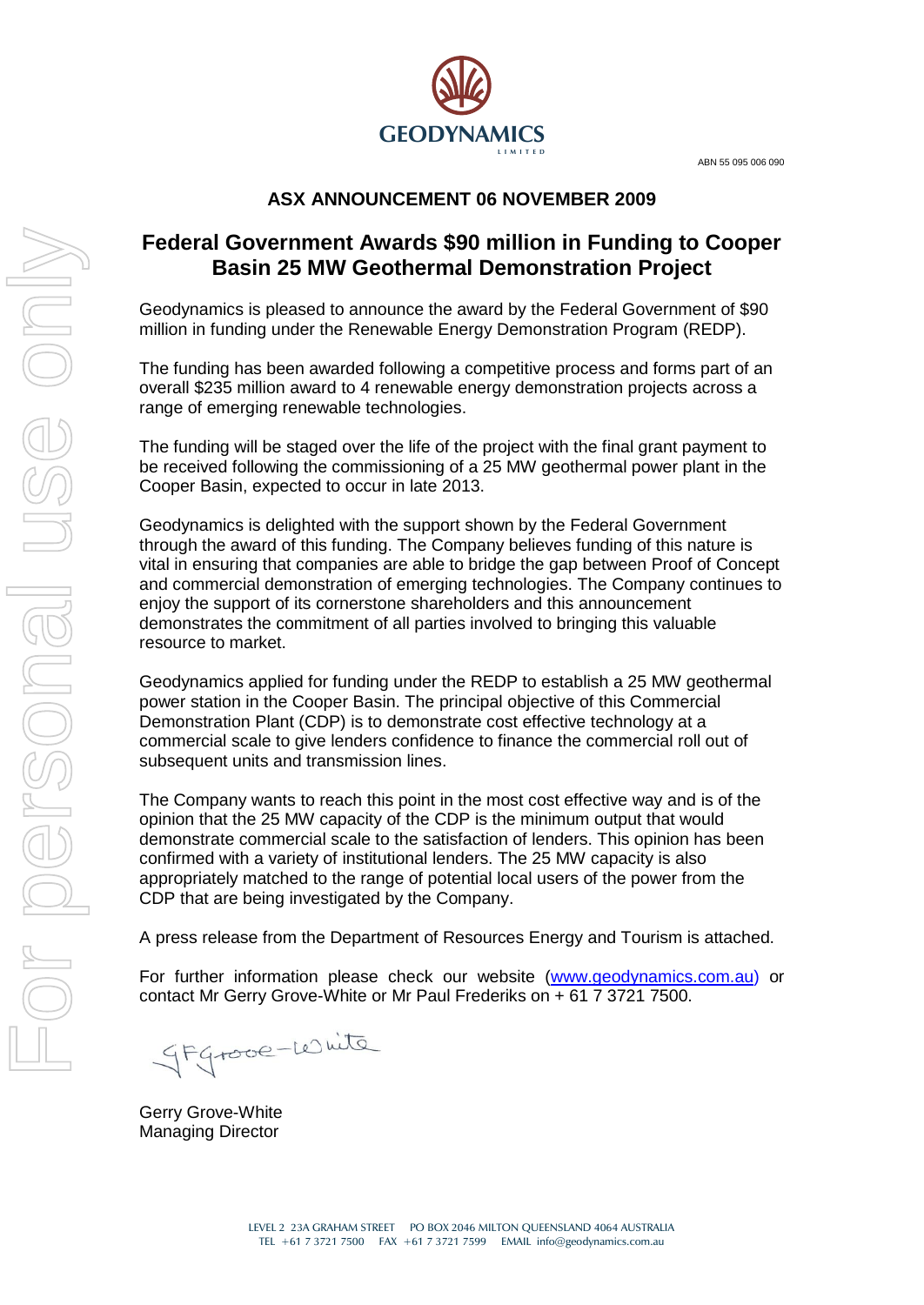GEODYNAMICS LIMITED

ABN 55 095 006 090

**ASX ANNOUNCEMENT 06 NOVEMBER 2009**

# Federal Government Awards $90 million in Funding to Cooper Basin 25 MW Geothermal Demonstration Project

Geodynamics is pleased to announce the award by the Federal Government of $90 million in funding under the Renewable Energy Demonstration Program (REDP).

The funding has been awarded following a competitive process and forms part of an overall $235 million award to 4 renewable energy demonstration projects across a range of emerging renewable technologies.

The funding will be staged over the life of the project with the final grant payment to be received following the commissioning of a 25 MW geothermal power plant in the Cooper Basin, expected to occur in late 2013.

Geodynamics is delighted with the support shown by the Federal Government through the award of this funding. The Company believes funding of this nature is vital in ensuring that companies are able to bridge the gap between Proof of Concept and commercial demonstration of emerging technologies. The Company continues to enjoy the support of its cornerstone shareholders and this announcement demonstrates the commitment of all parties involved to bringing this valuable resource to market.

Geodynamics applied for funding under the REDP to establish a 25 MW geothermal power station in the Cooper Basin. The principal objective of this Commercial Demonstration Plant (CDP) is to demonstrate cost effective technology at a commercial scale to give lenders confidence to finance the commercial roll out of subsequent units and transmission lines.

The Company wants to reach this point in the most cost effective way and is of the opinion that the 25 MW capacity of the CDP is the minimum output that would demonstrate commercial scale to the satisfaction of lenders. This opinion has been confirmed with a variety of institutional lenders. The 25 MW capacity is also appropriately matched to the range of potential local users of the power from the CDP that are being investigated by the Company.

A press release from the Department of Resources Energy and Tourism is attached.

For further information please check our website (www.geodynamics.com.au) or contact Mr Gerry Grove-White or Mr Paul Frederiks on + 61 7 3721 7500.

Gerry Grove-White
Managing Director

LEVEL 2 23A GRAHAM STREET PO BOX 2046 MILTON QUEENSLAND 4064 AUSTRALIA
TEL +61 7 3721 7500 FAX +61 7 3721 7599 EMAIL info@geodynamics.com.au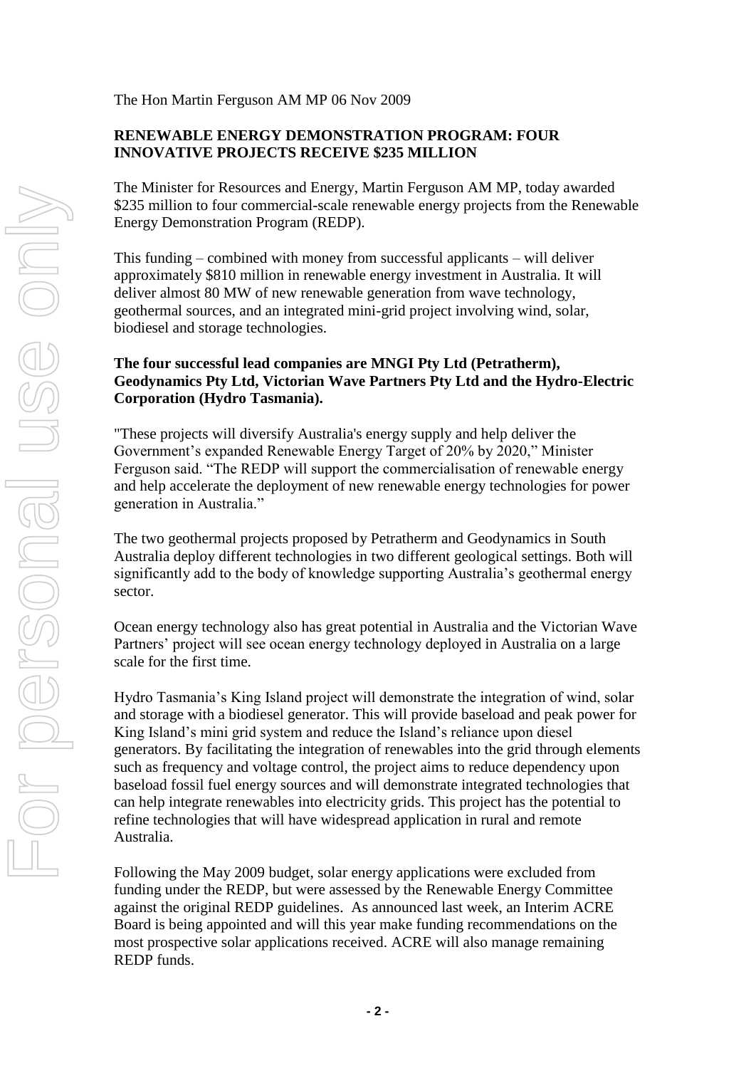The Hon Martin Ferguson AM MP 06 Nov 2009

**RENEWABLE ENERGY DEMONSTRATION PROGRAM: FOUR INNOVATIVE PROJECTS RECEIVE $235 MILLION**

The Minister for Resources and Energy, Martin Ferguson AM MP, today awarded $235 million to four commercial-scale renewable energy projects from the Renewable Energy Demonstration Program (REDP).

This funding – combined with money from successful applicants – will deliver approximately $810 million in renewable energy investment in Australia. It will deliver almost 80 MW of new renewable generation from wave technology, geothermal sources, and an integrated mini-grid project involving wind, solar, biodiesel and storage technologies.

**The four successful lead companies are MNGI Pty Ltd (Petratherm), Geodynamics Pty Ltd, Victorian Wave Partners Pty Ltd and the Hydro-Electric Corporation (Hydro Tasmania).**

"These projects will diversify Australia's energy supply and help deliver the Government's expanded Renewable Energy Target of 20% by 2020," Minister Ferguson said. "The REDP will support the commercialisation of renewable energy and help accelerate the deployment of new renewable energy technologies for power generation in Australia."

The two geothermal projects proposed by Petratherm and Geodynamics in South Australia deploy different technologies in two different geological settings. Both will significantly add to the body of knowledge supporting Australia's geothermal energy sector.

Ocean energy technology also has great potential in Australia and the Victorian Wave Partners' project will see ocean energy technology deployed in Australia on a large scale for the first time.

Hydro Tasmania's King Island project will demonstrate the integration of wind, solar and storage with a biodiesel generator. This will provide baseload and peak power for King Island's mini grid system and reduce the Island's reliance upon diesel generators. By facilitating the integration of renewables into the grid through elements such as frequency and voltage control, the project aims to reduce dependency upon baseload fossil fuel energy sources and will demonstrate integrated technologies that can help integrate renewables into electricity grids. This project has the potential to refine technologies that will have widespread application in rural and remote Australia.

Following the May 2009 budget, solar energy applications were excluded from funding under the REDP, but were assessed by the Renewable Energy Committee against the original REDP guidelines. As announced last week, an Interim ACRE Board is being appointed and will this year make funding recommendations on the most prospective solar applications received. ACRE will also manage remaining REDP funds.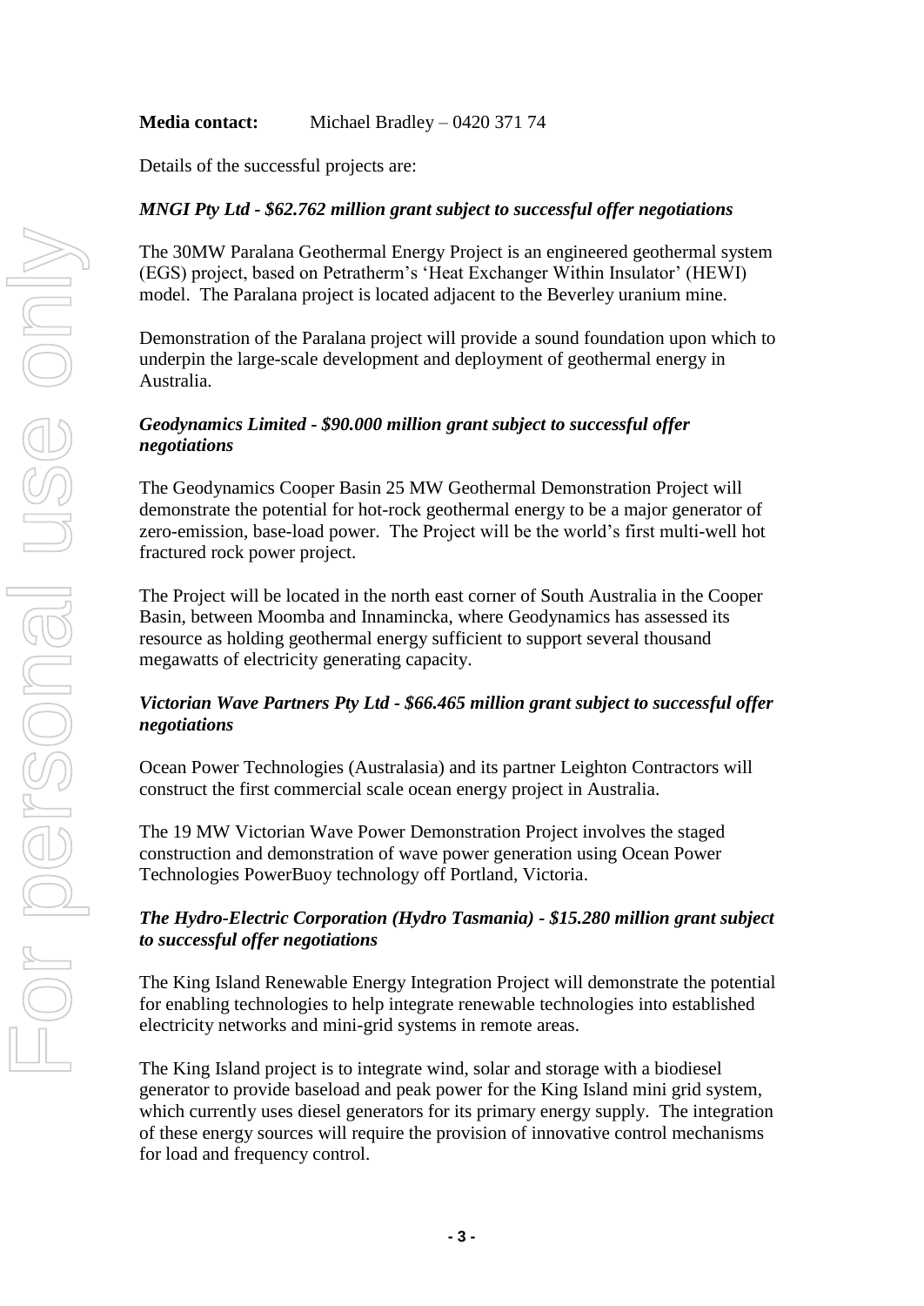**Media contact:** Michael Bradley – 0420 371 74

Details of the successful projects are:

***MNGI Pty Ltd - $62.762 million grant subject to successful offer negotiations***

The 30MW Paralana Geothermal Energy Project is an engineered geothermal system (EGS) project, based on Petratherm's 'Heat Exchanger Within Insulator' (HEWI) model. The Paralana project is located adjacent to the Beverley uranium mine.

Demonstration of the Paralana project will provide a sound foundation upon which to underpin the large-scale development and deployment of geothermal energy in Australia.

***Geodynamics Limited - $90.000 million grant subject to successful offer negotiations***

The Geodynamics Cooper Basin 25 MW Geothermal Demonstration Project will demonstrate the potential for hot-rock geothermal energy to be a major generator of zero-emission, base-load power. The Project will be the world's first multi-well hot fractured rock power project.

The Project will be located in the north east corner of South Australia in the Cooper Basin, between Moomba and Innamincka, where Geodynamics has assessed its resource as holding geothermal energy sufficient to support several thousand megawatts of electricity generating capacity.

***Victorian Wave Partners Pty Ltd - $66.465 million grant subject to successful offer negotiations***

Ocean Power Technologies (Australasia) and its partner Leighton Contractors will construct the first commercial scale ocean energy project in Australia.

The 19 MW Victorian Wave Power Demonstration Project involves the staged construction and demonstration of wave power generation using Ocean Power Technologies PowerBuoy technology off Portland, Victoria.

***The Hydro-Electric Corporation (Hydro Tasmania) - $15.280 million grant subject to successful offer negotiations***

The King Island Renewable Energy Integration Project will demonstrate the potential for enabling technologies to help integrate renewable technologies into established electricity networks and mini-grid systems in remote areas.

The King Island project is to integrate wind, solar and storage with a biodiesel generator to provide baseload and peak power for the King Island mini grid system, which currently uses diesel generators for its primary energy supply. The integration of these energy sources will require the provision of innovative control mechanisms for load and frequency control.